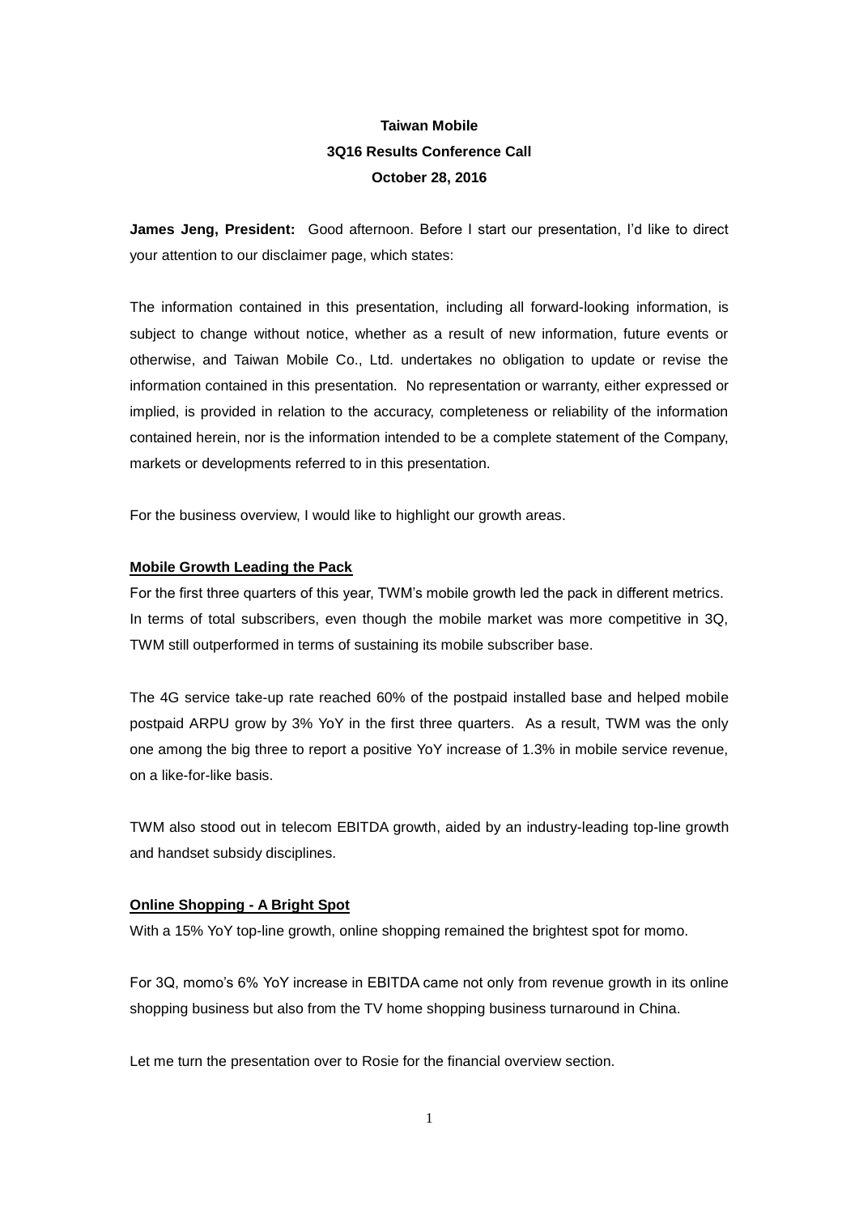# Taiwan Mobile
## 3Q16 Results Conference Call
### October 28, 2016

**James Jeng, President:** Good afternoon. Before I start our presentation, I'd like to direct your attention to our disclaimer page, which states:

The information contained in this presentation, including all forward-looking information, is subject to change without notice, whether as a result of new information, future events or otherwise, and Taiwan Mobile Co., Ltd. undertakes no obligation to update or revise the information contained in this presentation. No representation or warranty, either expressed or implied, is provided in relation to the accuracy, completeness or reliability of the information contained herein, nor is the information intended to be a complete statement of the Company, markets or developments referred to in this presentation.

For the business overview, I would like to highlight our growth areas.

**Mobile Growth Leading the Pack**

For the first three quarters of this year, TWM's mobile growth led the pack in different metrics. In terms of total subscribers, even though the mobile market was more competitive in 3Q, TWM still outperformed in terms of sustaining its mobile subscriber base.

The 4G service take-up rate reached 60% of the postpaid installed base and helped mobile postpaid ARPU grow by 3% YoY in the first three quarters. As a result, TWM was the only one among the big three to report a positive YoY increase of 1.3% in mobile service revenue, on a like-for-like basis.

TWM also stood out in telecom EBITDA growth, aided by an industry-leading top-line growth and handset subsidy disciplines.

**Online Shopping - A Bright Spot**

With a 15% YoY top-line growth, online shopping remained the brightest spot for momo.

For 3Q, momo's 6% YoY increase in EBITDA came not only from revenue growth in its online shopping business but also from the TV home shopping business turnaround in China.

Let me turn the presentation over to Rosie for the financial overview section.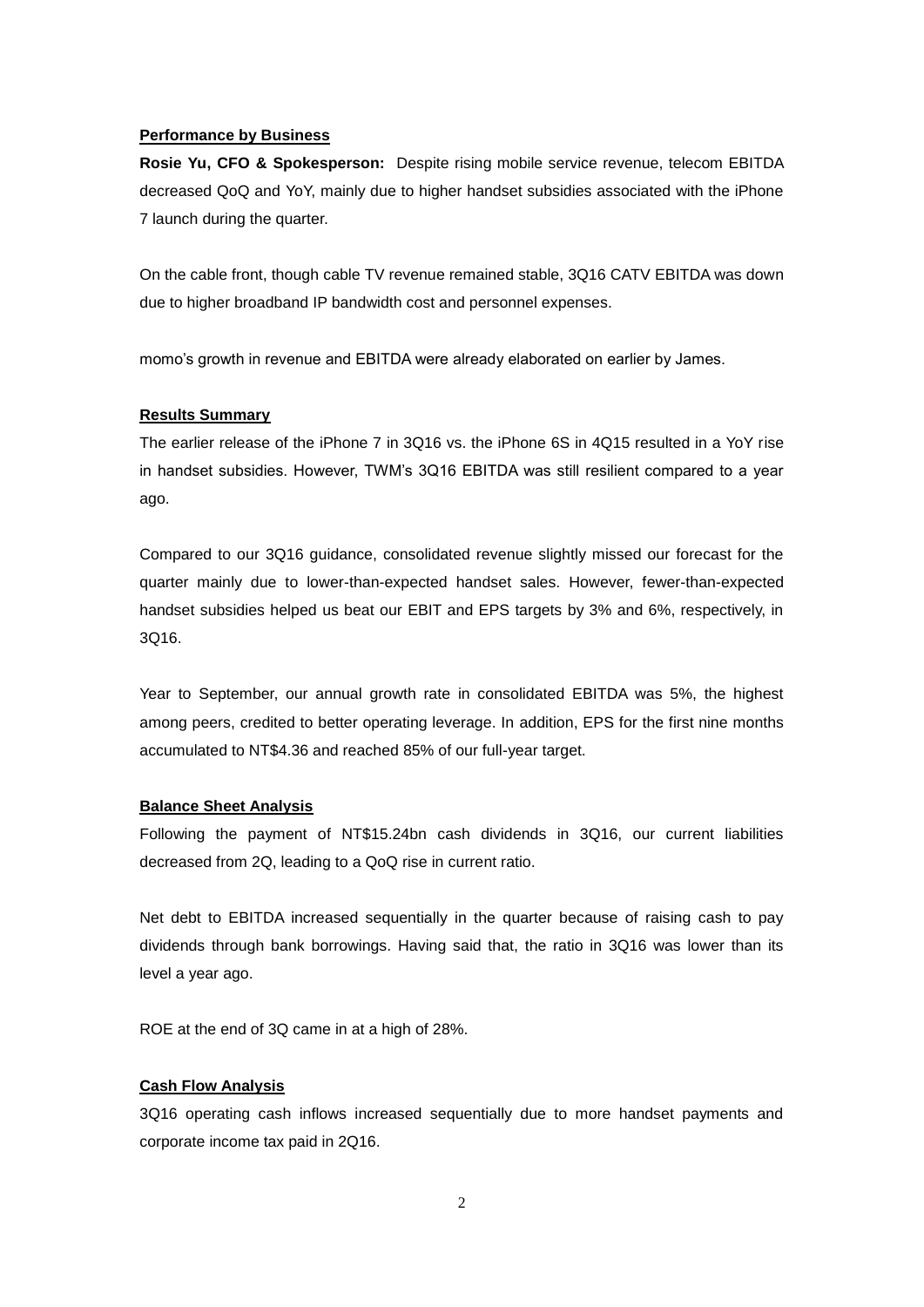**Performance by Business**

**Rosie Yu, CFO & Spokesperson:** Despite rising mobile service revenue, telecom EBITDA decreased QoQ and YoY, mainly due to higher handset subsidies associated with the iPhone 7 launch during the quarter.

On the cable front, though cable TV revenue remained stable, 3Q16 CATV EBITDA was down due to higher broadband IP bandwidth cost and personnel expenses.

momo's growth in revenue and EBITDA were already elaborated on earlier by James.

**Results Summary**

The earlier release of the iPhone 7 in 3Q16 vs. the iPhone 6S in 4Q15 resulted in a YoY rise in handset subsidies. However, TWM's 3Q16 EBITDA was still resilient compared to a year ago.

Compared to our 3Q16 guidance, consolidated revenue slightly missed our forecast for the quarter mainly due to lower-than-expected handset sales. However, fewer-than-expected handset subsidies helped us beat our EBIT and EPS targets by 3% and 6%, respectively, in 3Q16.

Year to September, our annual growth rate in consolidated EBITDA was 5%, the highest among peers, credited to better operating leverage. In addition, EPS for the first nine months accumulated to NT$4.36 and reached 85% of our full-year target.

**Balance Sheet Analysis**

Following the payment of NT$15.24bn cash dividends in 3Q16, our current liabilities decreased from 2Q, leading to a QoQ rise in current ratio.

Net debt to EBITDA increased sequentially in the quarter because of raising cash to pay dividends through bank borrowings. Having said that, the ratio in 3Q16 was lower than its level a year ago.

ROE at the end of 3Q came in at a high of 28%.

**Cash Flow Analysis**

3Q16 operating cash inflows increased sequentially due to more handset payments and corporate income tax paid in 2Q16.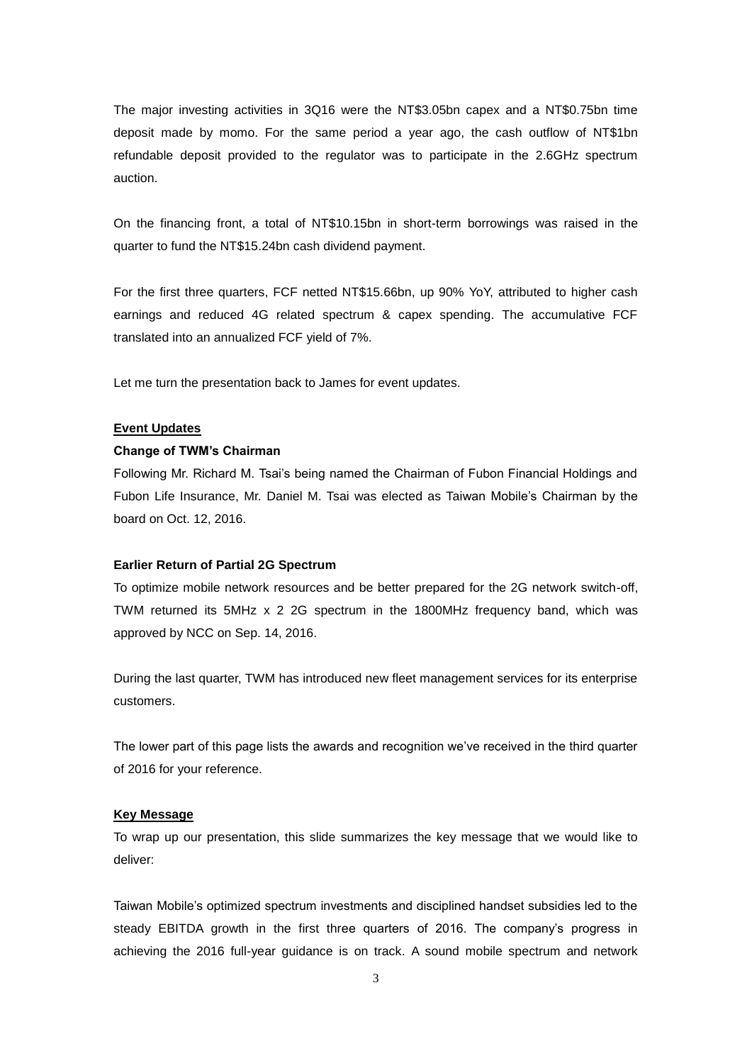The major investing activities in 3Q16 were the NT$3.05bn capex and a NT$0.75bn time deposit made by momo. For the same period a year ago, the cash outflow of NT$1bn refundable deposit provided to the regulator was to participate in the 2.6GHz spectrum auction.

On the financing front, a total of NT$10.15bn in short-term borrowings was raised in the quarter to fund the NT$15.24bn cash dividend payment.

For the first three quarters, FCF netted NT$15.66bn, up 90% YoY, attributed to higher cash earnings and reduced 4G related spectrum & capex spending. The accumulative FCF translated into an annualized FCF yield of 7%.

Let me turn the presentation back to James for event updates.

**Event Updates**

**Change of TWM's Chairman**

Following Mr. Richard M. Tsai's being named the Chairman of Fubon Financial Holdings and Fubon Life Insurance, Mr. Daniel M. Tsai was elected as Taiwan Mobile's Chairman by the board on Oct. 12, 2016.

**Earlier Return of Partial 2G Spectrum**

To optimize mobile network resources and be better prepared for the 2G network switch-off, TWM returned its 5MHz x 2 2G spectrum in the 1800MHz frequency band, which was approved by NCC on Sep. 14, 2016.

During the last quarter, TWM has introduced new fleet management services for its enterprise customers.

The lower part of this page lists the awards and recognition we've received in the third quarter of 2016 for your reference.

**Key Message**

To wrap up our presentation, this slide summarizes the key message that we would like to deliver:

Taiwan Mobile's optimized spectrum investments and disciplined handset subsidies led to the steady EBITDA growth in the first three quarters of 2016. The company's progress in achieving the 2016 full-year guidance is on track. A sound mobile spectrum and network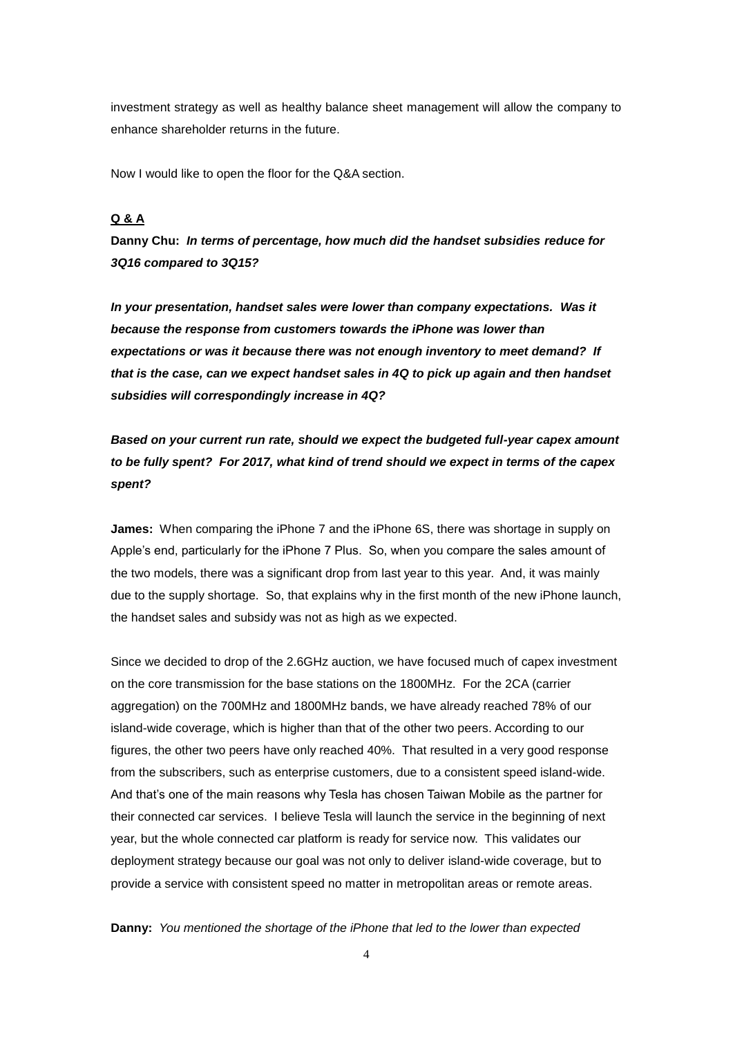investment strategy as well as healthy balance sheet management will allow the company to enhance shareholder returns in the future.

Now I would like to open the floor for the Q&A section.

**Q & A**

**Danny Chu:** ***In terms of percentage, how much did the handset subsidies reduce for 3Q16 compared to 3Q15?***

***In your presentation, handset sales were lower than company expectations. Was it because the response from customers towards the iPhone was lower than expectations or was it because there was not enough inventory to meet demand? If that is the case, can we expect handset sales in 4Q to pick up again and then handset subsidies will correspondingly increase in 4Q?***

***Based on your current run rate, should we expect the budgeted full-year capex amount to be fully spent? For 2017, what kind of trend should we expect in terms of the capex spent?***

**James:** When comparing the iPhone 7 and the iPhone 6S, there was shortage in supply on Apple's end, particularly for the iPhone 7 Plus. So, when you compare the sales amount of the two models, there was a significant drop from last year to this year. And, it was mainly due to the supply shortage. So, that explains why in the first month of the new iPhone launch, the handset sales and subsidy was not as high as we expected.

Since we decided to drop of the 2.6GHz auction, we have focused much of capex investment on the core transmission for the base stations on the 1800MHz. For the 2CA (carrier aggregation) on the 700MHz and 1800MHz bands, we have already reached 78% of our island-wide coverage, which is higher than that of the other two peers. According to our figures, the other two peers have only reached 40%. That resulted in a very good response from the subscribers, such as enterprise customers, due to a consistent speed island-wide. And that's one of the main reasons why Tesla has chosen Taiwan Mobile as the partner for their connected car services. I believe Tesla will launch the service in the beginning of next year, but the whole connected car platform is ready for service now. This validates our deployment strategy because our goal was not only to deliver island-wide coverage, but to provide a service with consistent speed no matter in metropolitan areas or remote areas.

**Danny:** *You mentioned the shortage of the iPhone that led to the lower than expected*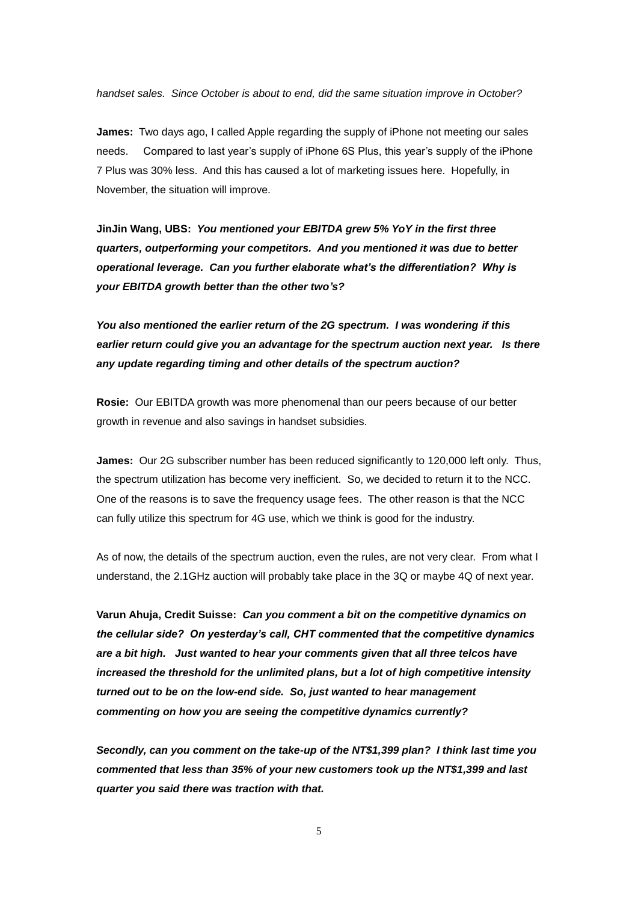*handset sales. Since October is about to end, did the same situation improve in October?*

**James:** Two days ago, I called Apple regarding the supply of iPhone not meeting our sales needs. Compared to last year's supply of iPhone 6S Plus, this year's supply of the iPhone 7 Plus was 30% less. And this has caused a lot of marketing issues here. Hopefully, in November, the situation will improve.

**JinJin Wang, UBS:** ***You mentioned your EBITDA grew 5% YoY in the first three quarters, outperforming your competitors. And you mentioned it was due to better operational leverage. Can you further elaborate what's the differentiation? Why is your EBITDA growth better than the other two's?***

***You also mentioned the earlier return of the 2G spectrum. I was wondering if this earlier return could give you an advantage for the spectrum auction next year. Is there any update regarding timing and other details of the spectrum auction?***

**Rosie:** Our EBITDA growth was more phenomenal than our peers because of our better growth in revenue and also savings in handset subsidies.

**James:** Our 2G subscriber number has been reduced significantly to 120,000 left only. Thus, the spectrum utilization has become very inefficient. So, we decided to return it to the NCC. One of the reasons is to save the frequency usage fees. The other reason is that the NCC can fully utilize this spectrum for 4G use, which we think is good for the industry.

As of now, the details of the spectrum auction, even the rules, are not very clear. From what I understand, the 2.1GHz auction will probably take place in the 3Q or maybe 4Q of next year.

**Varun Ahuja, Credit Suisse:** ***Can you comment a bit on the competitive dynamics on the cellular side? On yesterday's call, CHT commented that the competitive dynamics are a bit high. Just wanted to hear your comments given that all three telcos have increased the threshold for the unlimited plans, but a lot of high competitive intensity turned out to be on the low-end side. So, just wanted to hear management commenting on how you are seeing the competitive dynamics currently?***

***Secondly, can you comment on the take-up of the NT$1,399 plan? I think last time you commented that less than 35% of your new customers took up the NT$1,399 and last quarter you said there was traction with that.***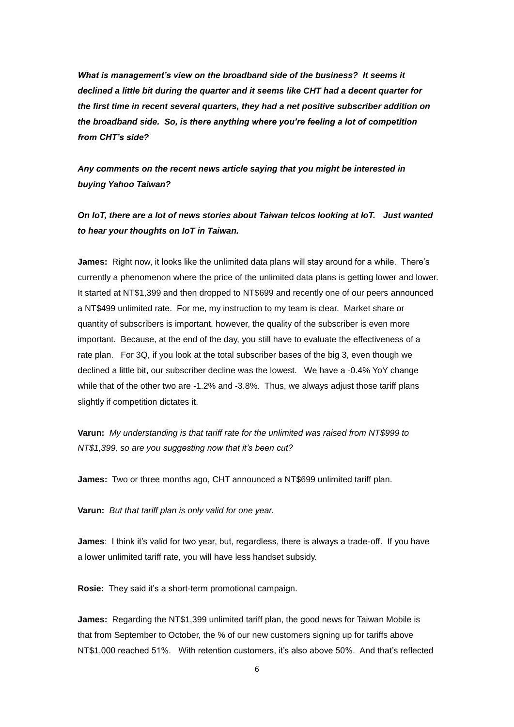***What is management's view on the broadband side of the business? It seems it declined a little bit during the quarter and it seems like CHT had a decent quarter for the first time in recent several quarters, they had a net positive subscriber addition on the broadband side. So, is there anything where you're feeling a lot of competition from CHT's side?***

***Any comments on the recent news article saying that you might be interested in buying Yahoo Taiwan?***

***On IoT, there are a lot of news stories about Taiwan telcos looking at IoT. Just wanted to hear your thoughts on IoT in Taiwan.***

**James:** Right now, it looks like the unlimited data plans will stay around for a while. There's currently a phenomenon where the price of the unlimited data plans is getting lower and lower. It started at NT$1,399 and then dropped to NT$699 and recently one of our peers announced a NT$499 unlimited rate. For me, my instruction to my team is clear. Market share or quantity of subscribers is important, however, the quality of the subscriber is even more important. Because, at the end of the day, you still have to evaluate the effectiveness of a rate plan. For 3Q, if you look at the total subscriber bases of the big 3, even though we declined a little bit, our subscriber decline was the lowest. We have a -0.4% YoY change while that of the other two are -1.2% and -3.8%. Thus, we always adjust those tariff plans slightly if competition dictates it.

**Varun:** *My understanding is that tariff rate for the unlimited was raised from NT$999 to NT$1,399, so are you suggesting now that it's been cut?*

**James:** Two or three months ago, CHT announced a NT$699 unlimited tariff plan.

**Varun:** *But that tariff plan is only valid for one year.*

**James**: I think it's valid for two year, but, regardless, there is always a trade-off. If you have a lower unlimited tariff rate, you will have less handset subsidy.

**Rosie:** They said it's a short-term promotional campaign.

**James:** Regarding the NT$1,399 unlimited tariff plan, the good news for Taiwan Mobile is that from September to October, the % of our new customers signing up for tariffs above NT$1,000 reached 51%. With retention customers, it's also above 50%. And that's reflected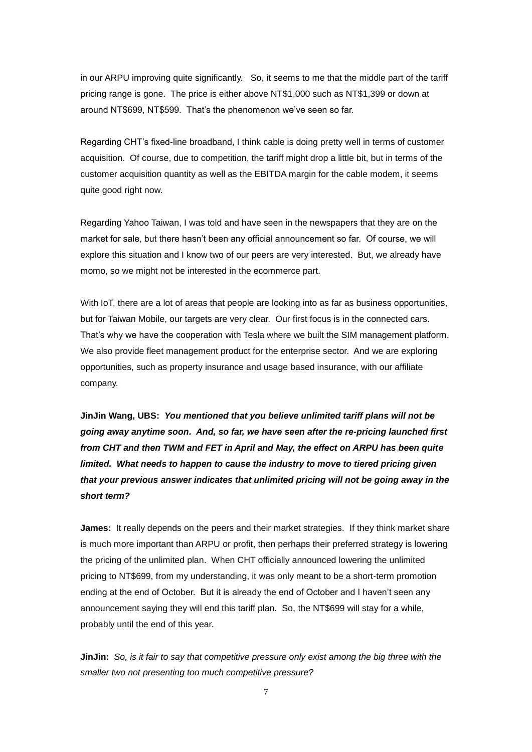in our ARPU improving quite significantly. So, it seems to me that the middle part of the tariff pricing range is gone. The price is either above NT$1,000 such as NT$1,399 or down at around NT$699, NT$599. That's the phenomenon we've seen so far.

Regarding CHT's fixed-line broadband, I think cable is doing pretty well in terms of customer acquisition. Of course, due to competition, the tariff might drop a little bit, but in terms of the customer acquisition quantity as well as the EBITDA margin for the cable modem, it seems quite good right now.

Regarding Yahoo Taiwan, I was told and have seen in the newspapers that they are on the market for sale, but there hasn't been any official announcement so far. Of course, we will explore this situation and I know two of our peers are very interested. But, we already have momo, so we might not be interested in the ecommerce part.

With IoT, there are a lot of areas that people are looking into as far as business opportunities, but for Taiwan Mobile, our targets are very clear. Our first focus is in the connected cars. That's why we have the cooperation with Tesla where we built the SIM management platform. We also provide fleet management product for the enterprise sector. And we are exploring opportunities, such as property insurance and usage based insurance, with our affiliate company.

**JinJin Wang, UBS:** ***You mentioned that you believe unlimited tariff plans will not be going away anytime soon. And, so far, we have seen after the re-pricing launched first from CHT and then TWM and FET in April and May, the effect on ARPU has been quite limited. What needs to happen to cause the industry to move to tiered pricing given that your previous answer indicates that unlimited pricing will not be going away in the short term?***

**James:** It really depends on the peers and their market strategies. If they think market share is much more important than ARPU or profit, then perhaps their preferred strategy is lowering the pricing of the unlimited plan. When CHT officially announced lowering the unlimited pricing to NT$699, from my understanding, it was only meant to be a short-term promotion ending at the end of October. But it is already the end of October and I haven't seen any announcement saying they will end this tariff plan. So, the NT$699 will stay for a while, probably until the end of this year.

**JinJin:** *So, is it fair to say that competitive pressure only exist among the big three with the smaller two not presenting too much competitive pressure?*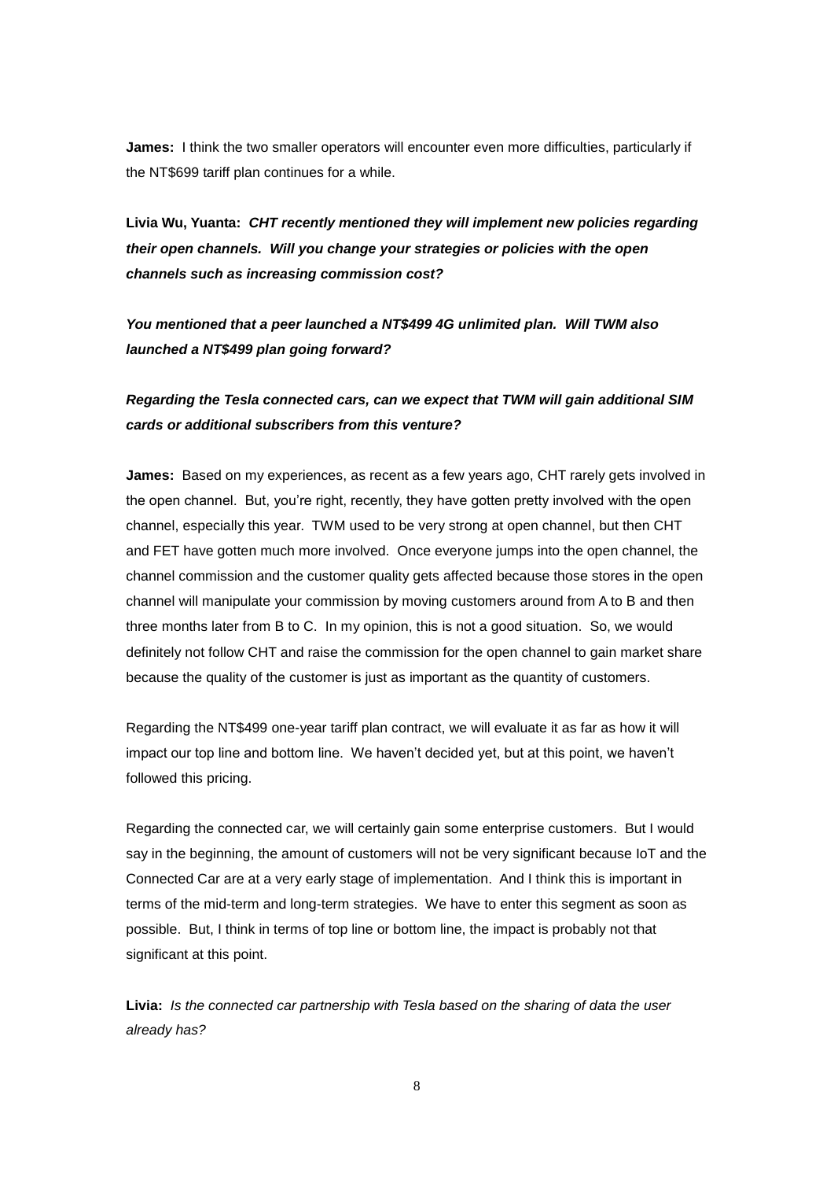**James:** I think the two smaller operators will encounter even more difficulties, particularly if the NT$699 tariff plan continues for a while.

**Livia Wu, Yuanta:** ***CHT recently mentioned they will implement new policies regarding their open channels. Will you change your strategies or policies with the open channels such as increasing commission cost?***

***You mentioned that a peer launched a NT$499 4G unlimited plan. Will TWM also launched a NT$499 plan going forward?***

***Regarding the Tesla connected cars, can we expect that TWM will gain additional SIM cards or additional subscribers from this venture?***

**James:** Based on my experiences, as recent as a few years ago, CHT rarely gets involved in the open channel. But, you're right, recently, they have gotten pretty involved with the open channel, especially this year. TWM used to be very strong at open channel, but then CHT and FET have gotten much more involved. Once everyone jumps into the open channel, the channel commission and the customer quality gets affected because those stores in the open channel will manipulate your commission by moving customers around from A to B and then three months later from B to C. In my opinion, this is not a good situation. So, we would definitely not follow CHT and raise the commission for the open channel to gain market share because the quality of the customer is just as important as the quantity of customers.

Regarding the NT$499 one-year tariff plan contract, we will evaluate it as far as how it will impact our top line and bottom line. We haven't decided yet, but at this point, we haven't followed this pricing.

Regarding the connected car, we will certainly gain some enterprise customers. But I would say in the beginning, the amount of customers will not be very significant because IoT and the Connected Car are at a very early stage of implementation. And I think this is important in terms of the mid-term and long-term strategies. We have to enter this segment as soon as possible. But, I think in terms of top line or bottom line, the impact is probably not that significant at this point.

**Livia:** *Is the connected car partnership with Tesla based on the sharing of data the user already has?*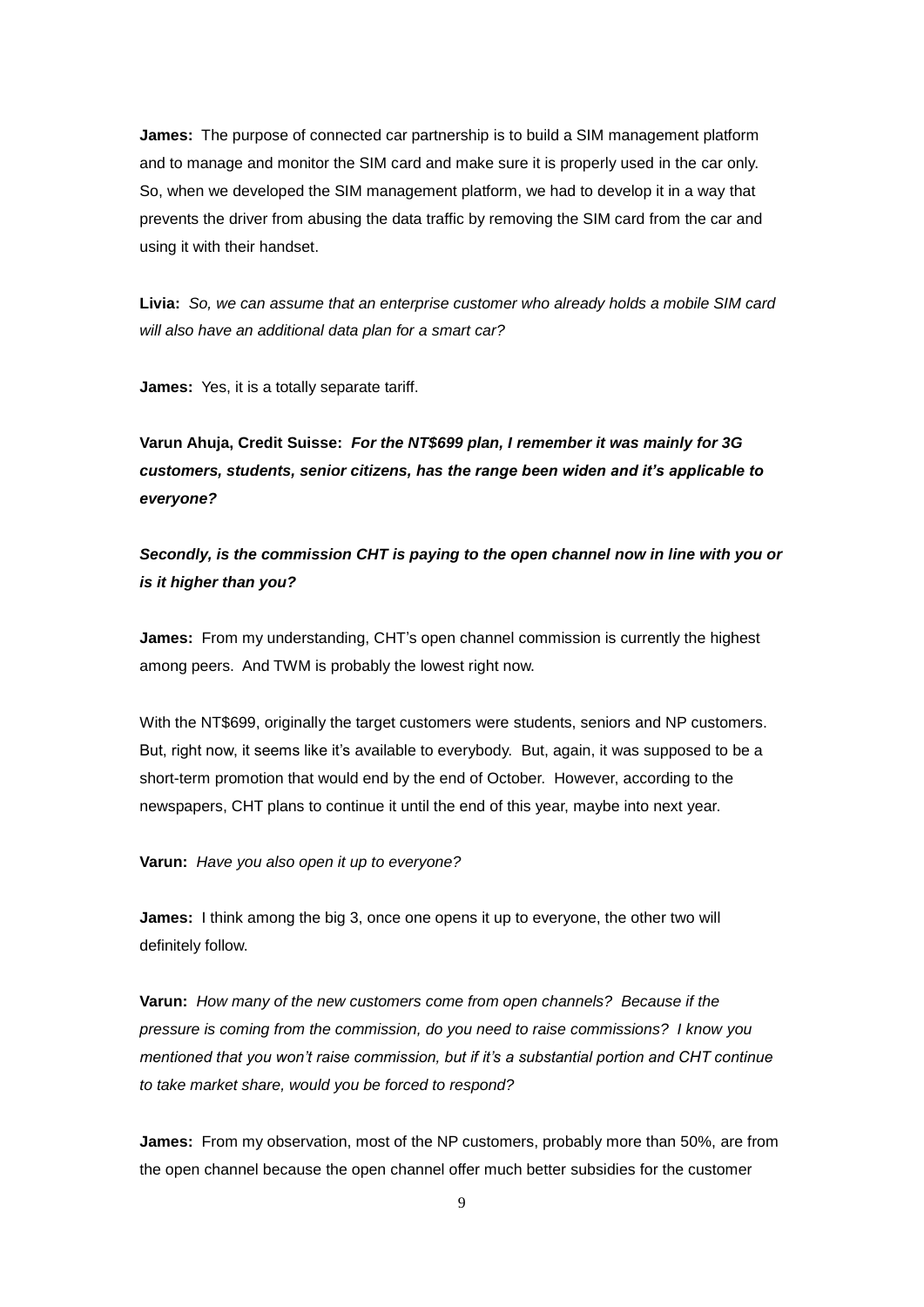**James:** The purpose of connected car partnership is to build a SIM management platform and to manage and monitor the SIM card and make sure it is properly used in the car only. So, when we developed the SIM management platform, we had to develop it in a way that prevents the driver from abusing the data traffic by removing the SIM card from the car and using it with their handset.

**Livia:** *So, we can assume that an enterprise customer who already holds a mobile SIM card will also have an additional data plan for a smart car?*

**James:** Yes, it is a totally separate tariff.

**Varun Ahuja, Credit Suisse:** ***For the NT$699 plan, I remember it was mainly for 3G customers, students, senior citizens, has the range been widen and it's applicable to everyone?***

***Secondly, is the commission CHT is paying to the open channel now in line with you or is it higher than you?***

**James:** From my understanding, CHT's open channel commission is currently the highest among peers. And TWM is probably the lowest right now.

With the NT$699, originally the target customers were students, seniors and NP customers. But, right now, it seems like it's available to everybody. But, again, it was supposed to be a short-term promotion that would end by the end of October. However, according to the newspapers, CHT plans to continue it until the end of this year, maybe into next year.

**Varun:** *Have you also open it up to everyone?*

**James:** I think among the big 3, once one opens it up to everyone, the other two will definitely follow.

**Varun:** *How many of the new customers come from open channels? Because if the pressure is coming from the commission, do you need to raise commissions? I know you mentioned that you won't raise commission, but if it's a substantial portion and CHT continue to take market share, would you be forced to respond?*

**James:** From my observation, most of the NP customers, probably more than 50%, are from the open channel because the open channel offer much better subsidies for the customer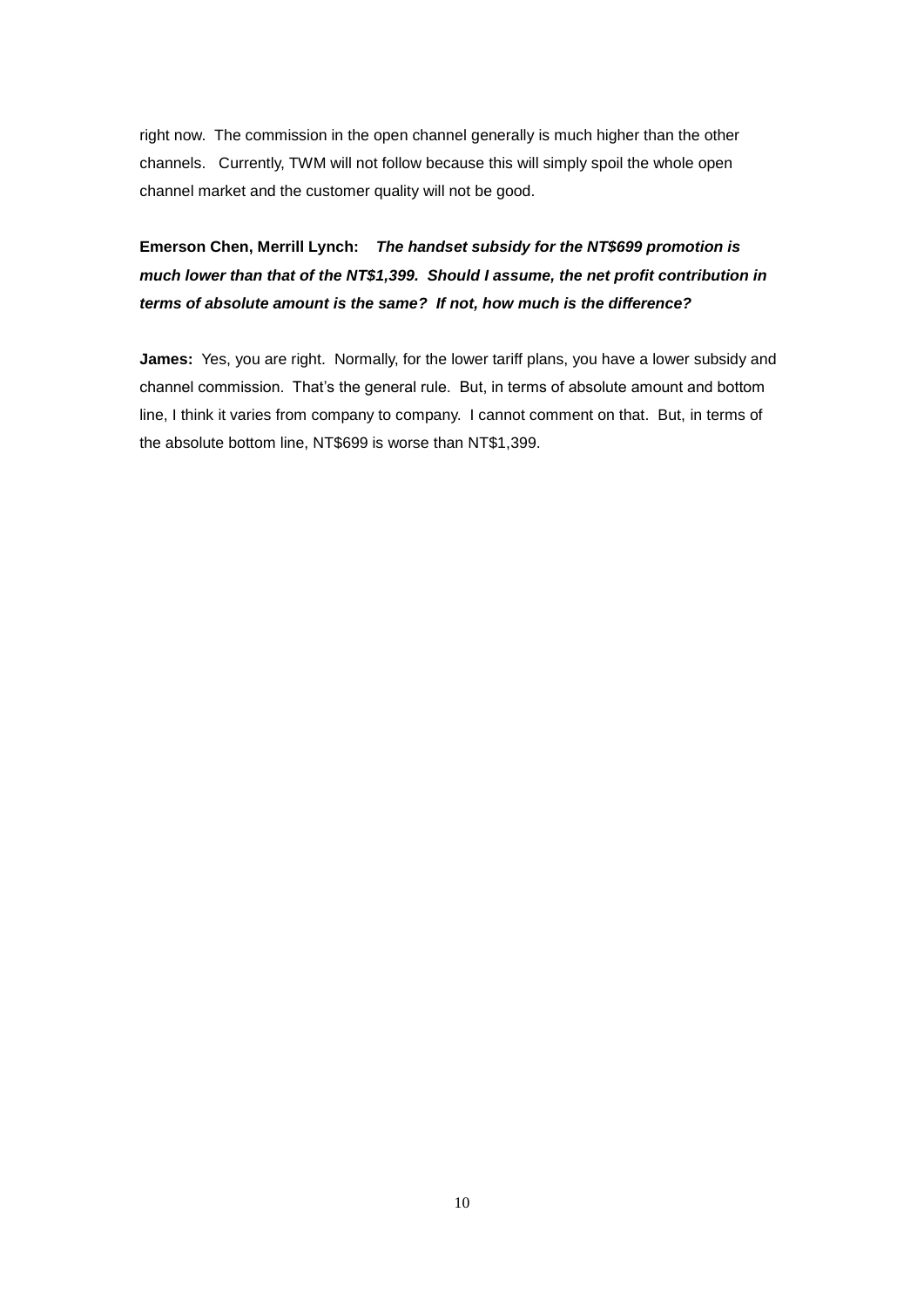right now. The commission in the open channel generally is much higher than the other channels. Currently, TWM will not follow because this will simply spoil the whole open channel market and the customer quality will not be good.

**Emerson Chen, Merrill Lynch:** ***The handset subsidy for the NT$699 promotion is much lower than that of the NT$1,399. Should I assume, the net profit contribution in terms of absolute amount is the same? If not, how much is the difference?***

**James:** Yes, you are right. Normally, for the lower tariff plans, you have a lower subsidy and channel commission. That's the general rule. But, in terms of absolute amount and bottom line, I think it varies from company to company. I cannot comment on that. But, in terms of the absolute bottom line, NT$699 is worse than NT$1,399.